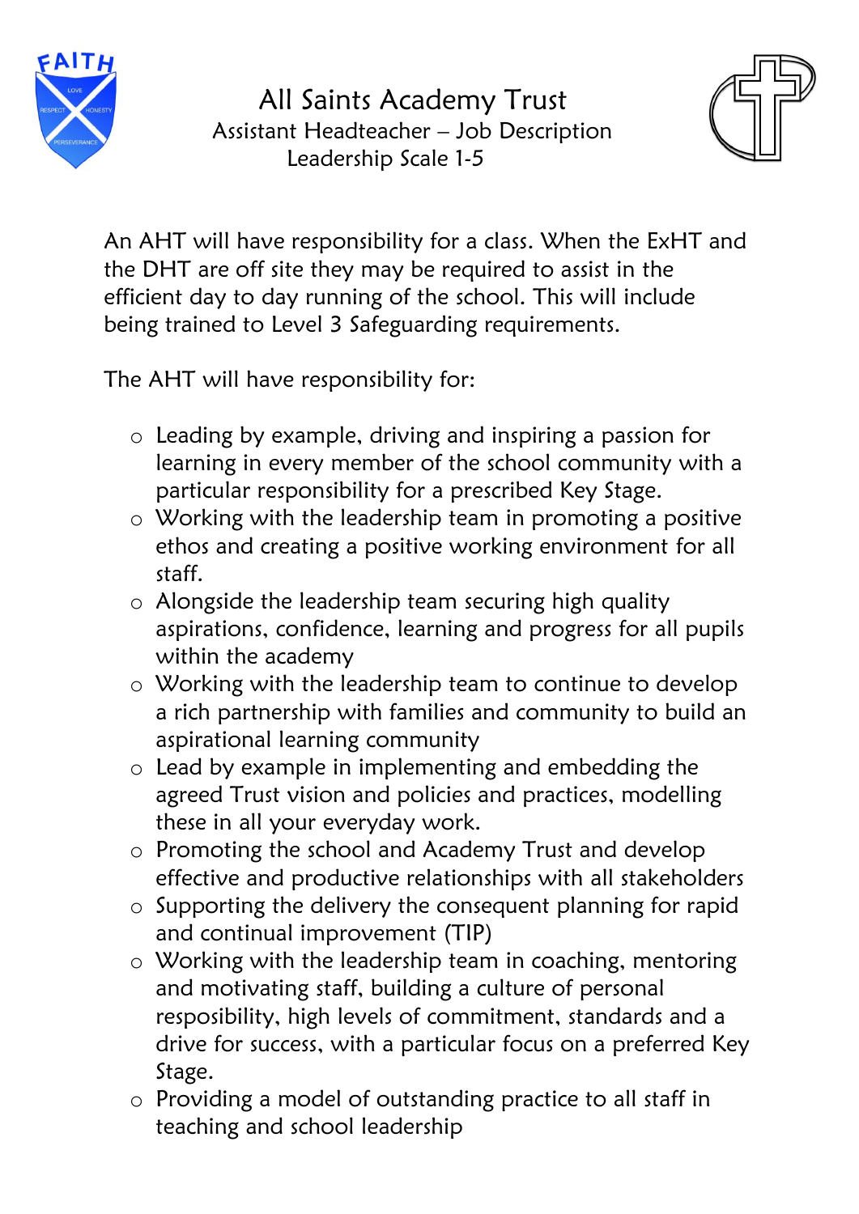# All Saints Academy Trust

## Assistant Headteacher – Job Description

### Leadership Scale 1-5

An AHT will have responsibility for a class. When the ExHT and the DHT are off site they may be required to assist in the efficient day to day running of the school. This will include being trained to Level 3 Safeguarding requirements.

The AHT will have responsibility for:

- Leading by example, driving and inspiring a passion for learning in every member of the school community with a particular responsibility for a prescribed Key Stage.
- Working with the leadership team in promoting a positive ethos and creating a positive working environment for all staff.
- Alongside the leadership team securing high quality aspirations, confidence, learning and progress for all pupils within the academy
- Working with the leadership team to continue to develop a rich partnership with families and community to build an aspirational learning community
- Lead by example in implementing and embedding the agreed Trust vision and policies and practices, modelling these in all your everyday work.
- Promoting the school and Academy Trust and develop effective and productive relationships with all stakeholders
- Supporting the delivery the consequent planning for rapid and continual improvement (TIP)
- Working with the leadership team in coaching, mentoring and motivating staff, building a culture of personal resposibility, high levels of commitment, standards and a drive for success, with a particular focus on a preferred Key Stage.
- Providing a model of outstanding practice to all staff in teaching and school leadership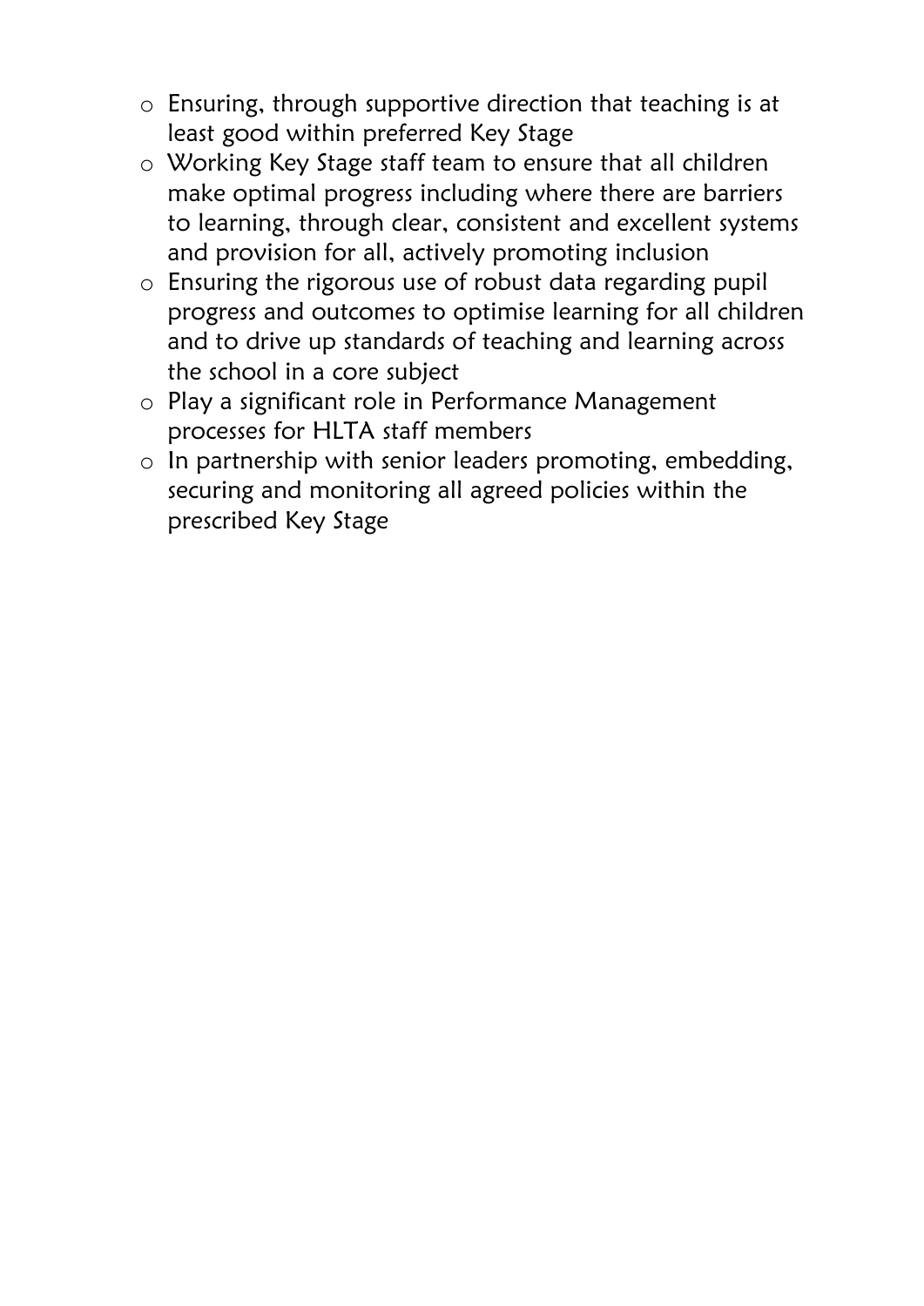- Ensuring, through supportive direction that teaching is at least good within preferred Key Stage
- Working Key Stage staff team to ensure that all children make optimal progress including where there are barriers to learning, through clear, consistent and excellent systems and provision for all, actively promoting inclusion
- Ensuring the rigorous use of robust data regarding pupil progress and outcomes to optimise learning for all children and to drive up standards of teaching and learning across the school in a core subject
- Play a significant role in Performance Management processes for HLTA staff members
- In partnership with senior leaders promoting, embedding, securing and monitoring all agreed policies within the prescribed Key Stage